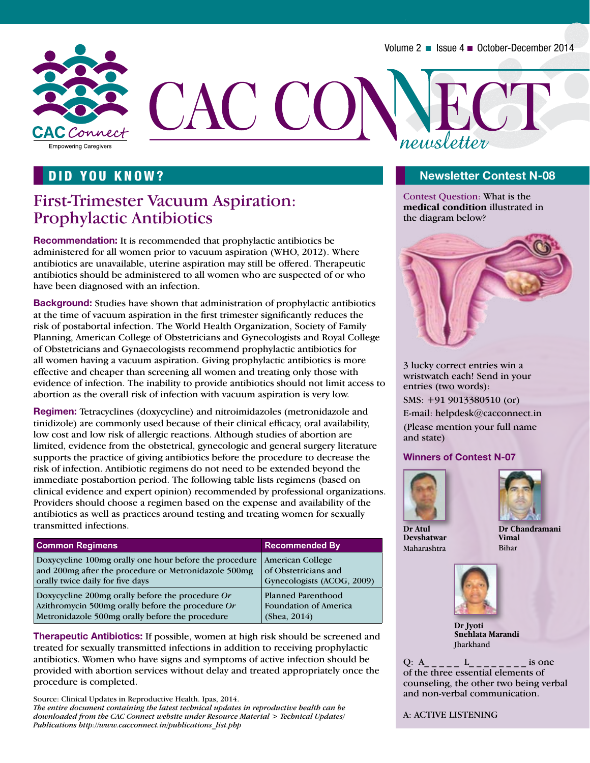# CAC CONNECT newsletter

Volume 2 ■ Issue 4 ■ October-December 2014

CAC Connect
Empowering Caregivers

## DID YOU KNOW?

### First-Trimester Vacuum Aspiration: Prophylactic Antibiotics

**Recommendation:** It is recommended that prophylactic antibiotics be administered for all women prior to vacuum aspiration (WHO, 2012). Where antibiotics are unavailable, uterine aspiration may still be offered. Therapeutic antibiotics should be administered to all women who are suspected of or who have been diagnosed with an infection.

**Background:** Studies have shown that administration of prophylactic antibiotics at the time of vacuum aspiration in the first trimester significantly reduces the risk of postabortal infection. The World Health Organization, Society of Family Planning, American College of Obstetricians and Gynecologists and Royal College of Obstetricians and Gynaecologists recommend prophylactic antibiotics for all women having a vacuum aspiration. Giving prophylactic antibiotics is more effective and cheaper than screening all women and treating only those with evidence of infection. The inability to provide antibiotics should not limit access to abortion as the overall risk of infection with vacuum aspiration is very low.

**Regimen:** Tetracyclines (doxycycline) and nitroimidazoles (metronidazole and tinidizole) are commonly used because of their clinical efficacy, oral availability, low cost and low risk of allergic reactions. Although studies of abortion are limited, evidence from the obstetrical, gynecologic and general surgery literature supports the practice of giving antibiotics before the procedure to decrease the risk of infection. Antibiotic regimens do not need to be extended beyond the immediate postabortion period. The following table lists regimens (based on clinical evidence and expert opinion) recommended by professional organizations. Providers should choose a regimen based on the expense and availability of the antibiotics as well as practices around testing and treating women for sexually transmitted infections.

| Common Regimens | Recommended By |
| --- | --- |
| Doxycycline 100mg orally one hour before the procedure and 200mg after the procedure or Metronidazole 500mg orally twice daily for five days | American College of Obstetricians and Gynecologists (ACOG, 2009) |
| Doxycycline 200mg orally before the procedure *Or* Azithromycin 500mg orally before the procedure *Or* Metronidazole 500mg orally before the procedure | Planned Parenthood Foundation of America (Shea, 2014) |

**Therapeutic Antibiotics:** If possible, women at high risk should be screened and treated for sexually transmitted infections in addition to receiving prophylactic antibiotics. Women who have signs and symptoms of active infection should be provided with abortion services without delay and treated appropriately once the procedure is completed.

Source: Clinical Updates in Reproductive Health. Ipas, 2014.
*The entire document containing the latest technical updates in reproductive health can be downloaded from the CAC Connect website under Resource Material > Technical Updates/ Publications http://www.cacconnect.in/publications_list.php*

## Newsletter Contest N-08

Contest Question: What is the **medical condition** illustrated in the diagram below?

3 lucky correct entries win a wristwatch each! Send in your entries (two words):

SMS: +91 9013380510 (or)

E-mail: helpdesk@cacconnect.in

(Please mention your full name and state)

### Winners of Contest N-07

**Dr Atul Devshatwar**
Maharashtra

**Dr Chandramani Vimal**
Bihar

**Dr Jyoti Snehlata Marandi**
Jharkhand

Q: A_ _ _ _ _ L_ _ _ _ _ _ _ _ is one of the three essential elements of counseling, the other two being verbal and non-verbal communication.

A: ACTIVE LISTENING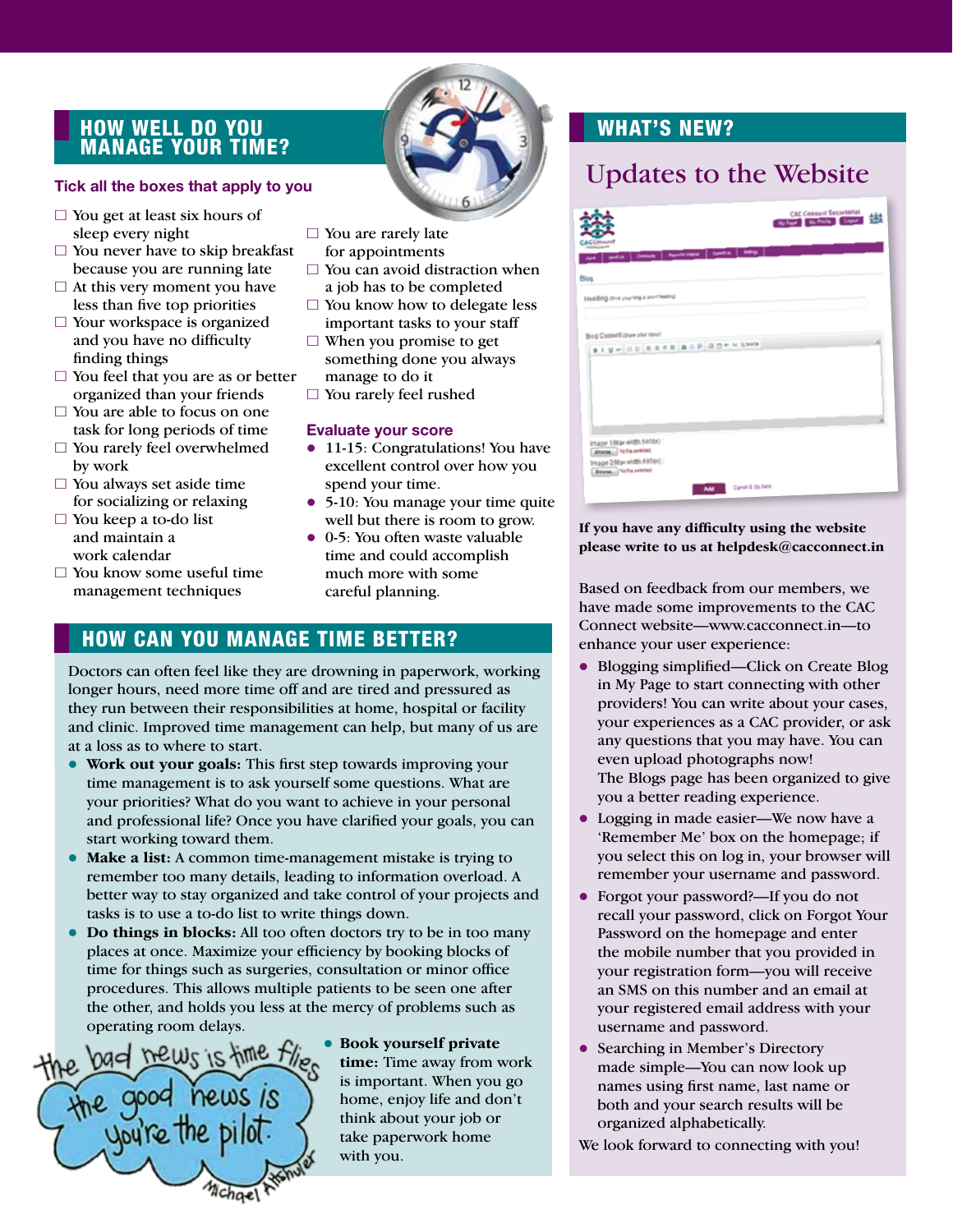## HOW WELL DO YOU MANAGE YOUR TIME?

**Tick all the boxes that apply to you**

- ☐ You get at least six hours of sleep every night
- ☐ You never have to skip breakfast because you are running late
- ☐ At this very moment you have less than five top priorities
- ☐ Your workspace is organized and you have no difficulty finding things
- ☐ You feel that you are as or better organized than your friends
- ☐ You are able to focus on one task for long periods of time
- ☐ You rarely feel overwhelmed by work
- ☐ You always set aside time for socializing or relaxing
- ☐ You keep a to-do list and maintain a work calendar
- ☐ You know some useful time management techniques
- ☐ You are rarely late for appointments
- ☐ You can avoid distraction when a job has to be completed
- ☐ You know how to delegate less important tasks to your staff
- ☐ When you promise to get something done you always manage to do it
- ☐ You rarely feel rushed

**Evaluate your score**

- 11-15: Congratulations! You have excellent control over how you spend your time.
- 5-10: You manage your time quite well but there is room to grow.
- 0-5: You often waste valuable time and could accomplish much more with some careful planning.

## HOW CAN YOU MANAGE TIME BETTER?

Doctors can often feel like they are drowning in paperwork, working longer hours, need more time off and are tired and pressured as they run between their responsibilities at home, hospital or facility and clinic. Improved time management can help, but many of us are at a loss as to where to start.

- **Work out your goals:** This first step towards improving your time management is to ask yourself some questions. What are your priorities? What do you want to achieve in your personal and professional life? Once you have clarified your goals, you can start working toward them.
- **Make a list:** A common time-management mistake is trying to remember too many details, leading to information overload. A better way to stay organized and take control of your projects and tasks is to use a to-do list to write things down.
- **Do things in blocks:** All too often doctors try to be in too many places at once. Maximize your efficiency by booking blocks of time for things such as surgeries, consultation or minor office procedures. This allows multiple patients to be seen one after the other, and holds you less at the mercy of problems such as operating room delays.
- **Book yourself private time:** Time away from work is important. When you go home, enjoy life and don't think about your job or take paperwork home with you.

the bad news is time flies
the good news is you're the pilot.
Michael Altshuler

## WHAT'S NEW?

### Updates to the Website

**If you have any difficulty using the website please write to us at helpdesk@cacconnect.in**

Based on feedback from our members, we have made some improvements to the CAC Connect website—www.cacconnect.in—to enhance your user experience:

- Blogging simplified—Click on Create Blog in My Page to start connecting with other providers! You can write about your cases, your experiences as a CAC provider, or ask any questions that you may have. You can even upload photographs now!
  The Blogs page has been organized to give you a better reading experience.
- Logging in made easier—We now have a 'Remember Me' box on the homepage; if you select this on log in, your browser will remember your username and password.
- Forgot your password?—If you do not recall your password, click on Forgot Your Password on the homepage and enter the mobile number that you provided in your registration form—you will receive an SMS on this number and an email at your registered email address with your username and password.
- Searching in Member's Directory made simple—You can now look up names using first name, last name or both and your search results will be organized alphabetically.

We look forward to connecting with you!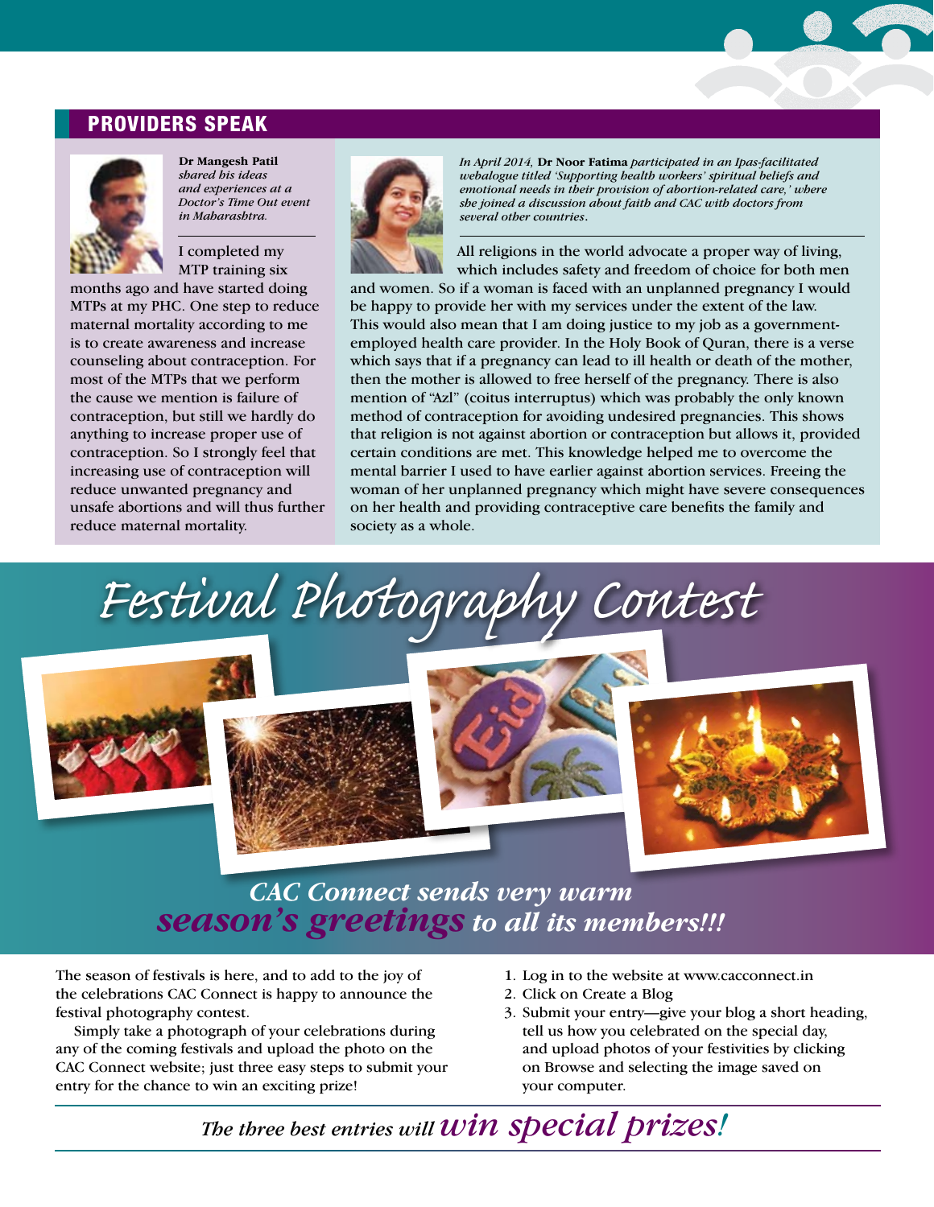## PROVIDERS SPEAK

**Dr Mangesh Patil** *shared his ideas and experiences at a Doctor's Time Out event in Maharashtra.*

I completed my MTP training six months ago and have started doing MTPs at my PHC. One step to reduce maternal mortality according to me is to create awareness and increase counseling about contraception. For most of the MTPs that we perform the cause we mention is failure of contraception, but still we hardly do anything to increase proper use of contraception. So I strongly feel that increasing use of contraception will reduce unwanted pregnancy and unsafe abortions and will thus further reduce maternal mortality.

*In April 2014,* **Dr Noor Fatima** *participated in an Ipas-facilitated webalogue titled 'Supporting health workers' spiritual beliefs and emotional needs in their provision of abortion-related care,' where she joined a discussion about faith and CAC with doctors from several other countries.*

All religions in the world advocate a proper way of living, which includes safety and freedom of choice for both men and women. So if a woman is faced with an unplanned pregnancy I would be happy to provide her with my services under the extent of the law. This would also mean that I am doing justice to my job as a government-employed health care provider. In the Holy Book of Quran, there is a verse which says that if a pregnancy can lead to ill health or death of the mother, then the mother is allowed to free herself of the pregnancy. There is also mention of "Azl" (coitus interruptus) which was probably the only known method of contraception for avoiding undesired pregnancies. This shows that religion is not against abortion or contraception but allows it, provided certain conditions are met. This knowledge helped me to overcome the mental barrier I used to have earlier against abortion services. Freeing the woman of her unplanned pregnancy which might have severe consequences on her health and providing contraceptive care benefits the family and society as a whole.

# Festival Photography Contest

*CAC Connect sends very warm* ***season's greetings*** *to all its members!!!*

The season of festivals is here, and to add to the joy of the celebrations CAC Connect is happy to announce the festival photography contest.

Simply take a photograph of your celebrations during any of the coming festivals and upload the photo on the CAC Connect website; just three easy steps to submit your entry for the chance to win an exciting prize!

1. Log in to the website at www.cacconnect.in
2. Click on Create a Blog
3. Submit your entry—give your blog a short heading, tell us how you celebrated on the special day, and upload photos of your festivities by clicking on Browse and selecting the image saved on your computer.

*The three best entries will* ***win special prizes!***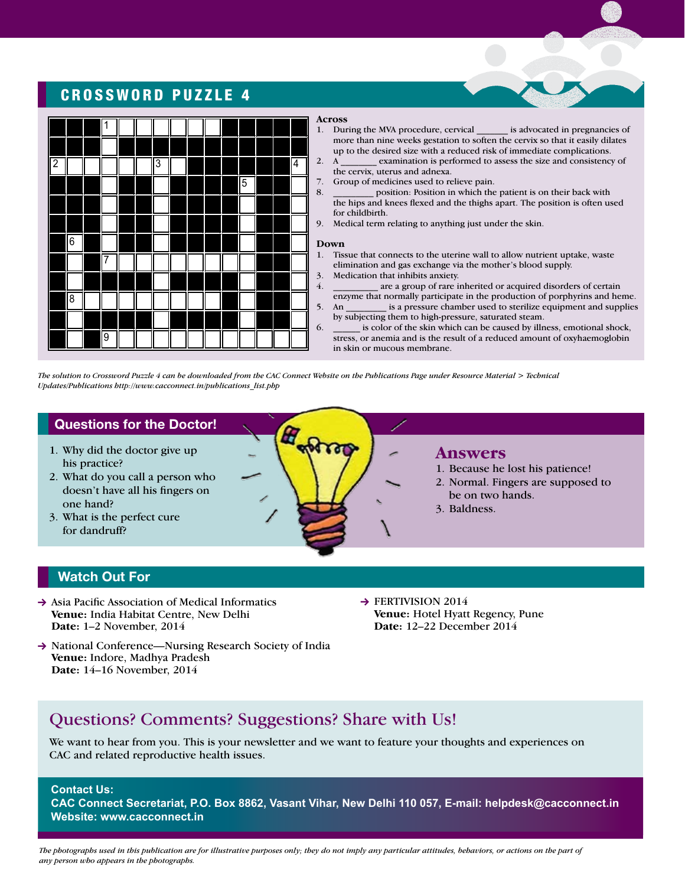## CROSSWORD PUZZLE 4

**Across**

1. During the MVA procedure, cervical _______ is advocated in pregnancies of more than nine weeks gestation to soften the cervix so that it easily dilates up to the desired size with a reduced risk of immediate complications.
2. A ________ examination is performed to assess the size and consistency of the cervix, uterus and adnexa.
7. Group of medicines used to relieve pain.
8. _________ position: Position in which the patient is on their back with the hips and knees flexed and the thighs apart. The position is often used for childbirth.
9. Medical term relating to anything just under the skin.

**Down**

1. Tissue that connects to the uterine wall to allow nutrient uptake, waste elimination and gas exchange via the mother's blood supply.
3. Medication that inhibits anxiety.
4. __________ are a group of rare inherited or acquired disorders of certain enzyme that normally participate in the production of porphyrins and heme.
5. An _________ is a pressure chamber used to sterilize equipment and supplies by subjecting them to high-pressure, saturated steam.
6. ______ is color of the skin which can be caused by illness, emotional shock, stress, or anemia and is the result of a reduced amount of oxyhaemoglobin in skin or mucous membrane.

*The solution to Crossword Puzzle 4 can be downloaded from the CAC Connect Website on the Publications Page under Resource Material > Technical Updates/Publications http://www.cacconnect.in/publications_list.php*

## Questions for the Doctor!

1. Why did the doctor give up his practice?
2. What do you call a person who doesn't have all his fingers on one hand?
3. What is the perfect cure for dandruff?

### Answers

1. Because he lost his patience!
2. Normal. Fingers are supposed to be on two hands.
3. Baldness.

## Watch Out For

- Asia Pacific Association of Medical Informatics
  **Venue:** India Habitat Centre, New Delhi
  **Date:** 1–2 November, 2014
- National Conference—Nursing Research Society of India
  **Venue:** Indore, Madhya Pradesh
  **Date:** 14–16 November, 2014
- FERTIVISION 2014
  **Venue:** Hotel Hyatt Regency, Pune
  **Date:** 12–22 December 2014

## Questions? Comments? Suggestions? Share with Us!

We want to hear from you. This is your newsletter and we want to feature your thoughts and experiences on CAC and related reproductive health issues.

**Contact Us:**
**CAC Connect Secretariat, P.O. Box 8862, Vasant Vihar, New Delhi 110 057, E-mail: helpdesk@cacconnect.in**
**Website: www.cacconnect.in**

*The photographs used in this publication are for illustrative purposes only; they do not imply any particular attitudes, behaviors, or actions on the part of any person who appears in the photographs.*